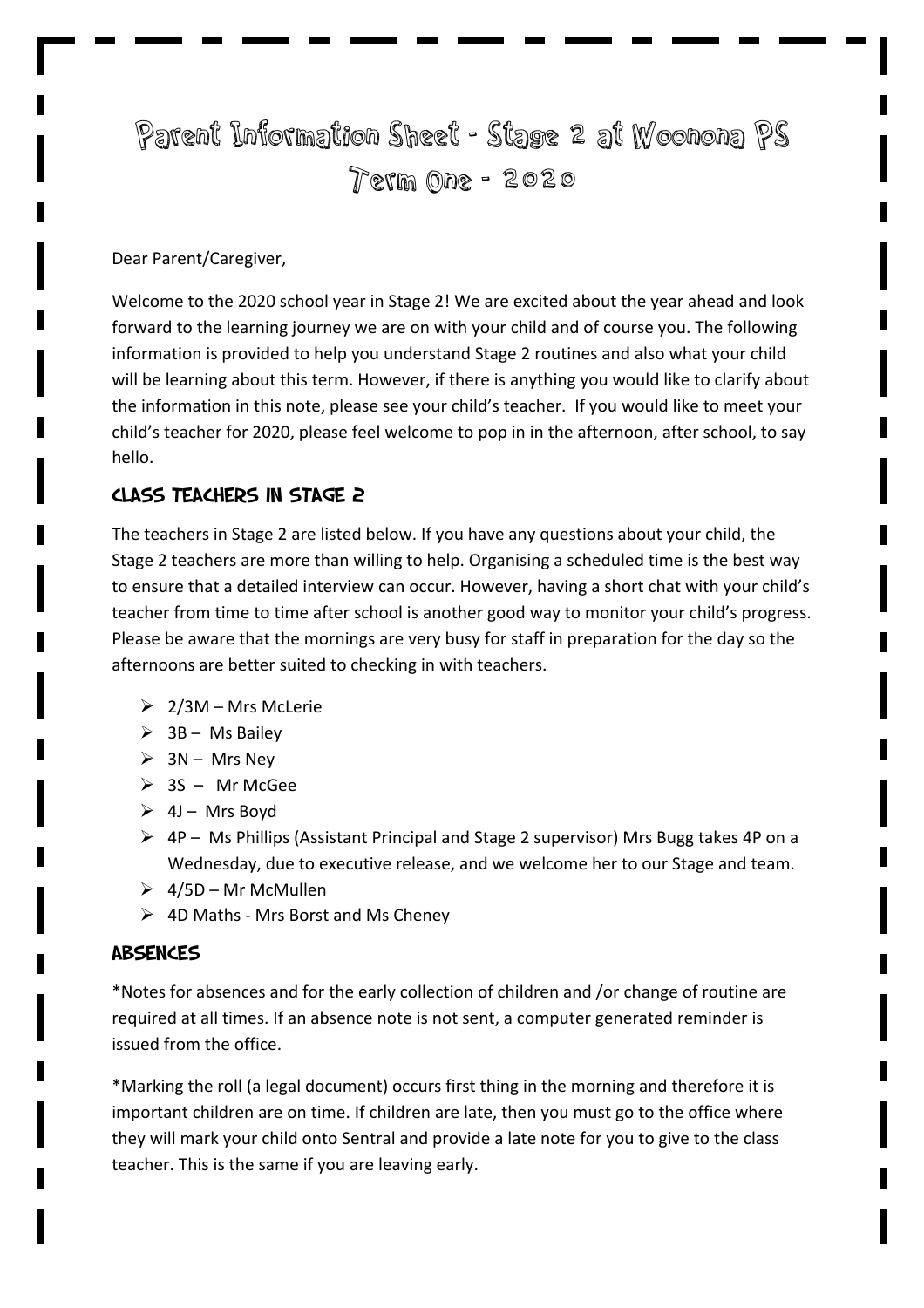# Parent Information Sheet - Stage 2 at Woonona PS Term One - 2020

Dear Parent/Caregiver,

Welcome to the 2020 school year in Stage 2! We are excited about the year ahead and look forward to the learning journey we are on with your child and of course you. The following information is provided to help you understand Stage 2 routines and also what your child will be learning about this term. However, if there is anything you would like to clarify about the information in this note, please see your child's teacher. If you would like to meet your child's teacher for 2020, please feel welcome to pop in in the afternoon, after school, to say hello.

## Class Teachers in Stage 2

The teachers in Stage 2 are listed below. If you have any questions about your child, the Stage 2 teachers are more than willing to help. Organising a scheduled time is the best way to ensure that a detailed interview can occur. However, having a short chat with your child's teacher from time to time after school is another good way to monitor your child's progress. Please be aware that the mornings are very busy for staff in preparation for the day so the afternoons are better suited to checking in with teachers.

- 2/3M – Mrs McLerie
- 3B – Ms Bailey
- 3N – Mrs Ney
- 3S – Mr McGee
- 4J – Mrs Boyd
- 4P – Ms Phillips (Assistant Principal and Stage 2 supervisor) Mrs Bugg takes 4P on a Wednesday, due to executive release, and we welcome her to our Stage and team.
- 4/5D – Mr McMullen
- 4D Maths - Mrs Borst and Ms Cheney

## Absences

*Notes for absences and for the early collection of children and /or change of routine are required at all times. If an absence note is not sent, a computer generated reminder is issued from the office.

*Marking the roll (a legal document) occurs first thing in the morning and therefore it is important children are on time. If children are late, then you must go to the office where they will mark your child onto Sentral and provide a late note for you to give to the class teacher. This is the same if you are leaving early.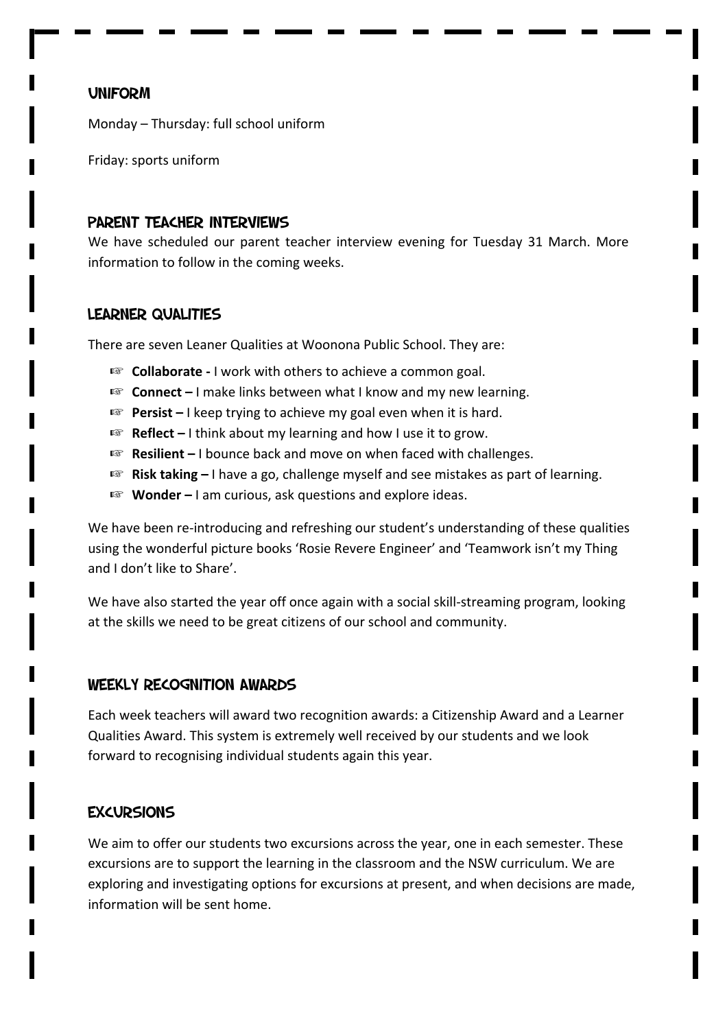## UNIFORM

Monday – Thursday: full school uniform

Friday: sports uniform

## PARENT TEACHER INTERVIEWS

We have scheduled our parent teacher interview evening for Tuesday 31 March. More information to follow in the coming weeks.

## LEARNER QUALITIES

There are seven Leaner Qualities at Woonona Public School. They are:

- **Collaborate -** I work with others to achieve a common goal.
- **Connect –** I make links between what I know and my new learning.
- **Persist –** I keep trying to achieve my goal even when it is hard.
- **Reflect –** I think about my learning and how I use it to grow.
- **Resilient –** I bounce back and move on when faced with challenges.
- **Risk taking –** I have a go, challenge myself and see mistakes as part of learning.
- **Wonder –** I am curious, ask questions and explore ideas.

We have been re-introducing and refreshing our student's understanding of these qualities using the wonderful picture books 'Rosie Revere Engineer' and 'Teamwork isn't my Thing and I don't like to Share'.

We have also started the year off once again with a social skill-streaming program, looking at the skills we need to be great citizens of our school and community.

## WEEKLY RECOGNITION AWARDS

Each week teachers will award two recognition awards: a Citizenship Award and a Learner Qualities Award. This system is extremely well received by our students and we look forward to recognising individual students again this year.

## EXCURSIONS

We aim to offer our students two excursions across the year, one in each semester. These excursions are to support the learning in the classroom and the NSW curriculum. We are exploring and investigating options for excursions at present, and when decisions are made, information will be sent home.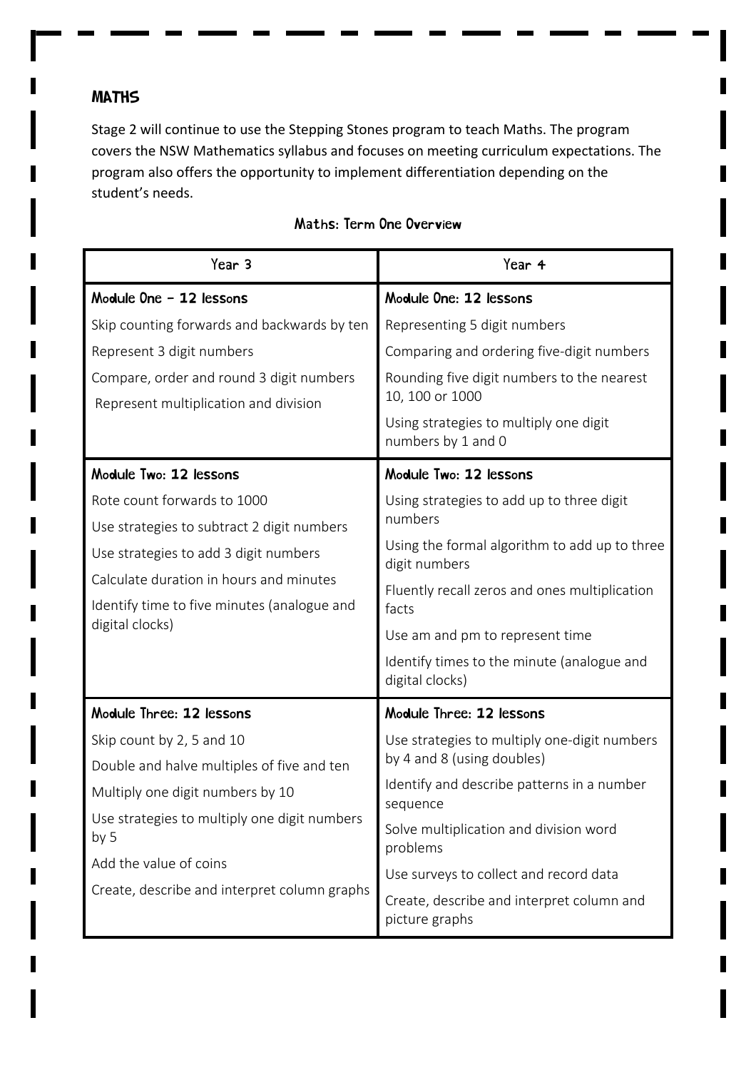## MATHS

Stage 2 will continue to use the Stepping Stones program to teach Maths. The program covers the NSW Mathematics syllabus and focuses on meeting curriculum expectations. The program also offers the opportunity to implement differentiation depending on the student's needs.

### Maths: Term One Overview

| Year 3 | Year 4 |
|---|---|
| **Module One – 12 lessons**<br>Skip counting forwards and backwards by ten<br>Represent 3 digit numbers<br>Compare, order and round 3 digit numbers<br>Represent multiplication and division | **Module One: 12 lessons**<br>Representing 5 digit numbers<br>Comparing and ordering five-digit numbers<br>Rounding five digit numbers to the nearest 10, 100 or 1000<br>Using strategies to multiply one digit numbers by 1 and 0 |
| **Module Two: 12 lessons**<br>Rote count forwards to 1000<br>Use strategies to subtract 2 digit numbers<br>Use strategies to add 3 digit numbers<br>Calculate duration in hours and minutes<br>Identify time to five minutes (analogue and digital clocks) | **Module Two: 12 lessons**<br>Using strategies to add up to three digit numbers<br>Using the formal algorithm to add up to three digit numbers<br>Fluently recall zeros and ones multiplication facts<br>Use am and pm to represent time<br>Identify times to the minute (analogue and digital clocks) |
| **Module Three: 12 lessons**<br>Skip count by 2, 5 and 10<br>Double and halve multiples of five and ten<br>Multiply one digit numbers by 10<br>Use strategies to multiply one digit numbers by 5<br>Add the value of coins<br>Create, describe and interpret column graphs | **Module Three: 12 lessons**<br>Use strategies to multiply one-digit numbers by 4 and 8 (using doubles)<br>Identify and describe patterns in a number sequence<br>Solve multiplication and division word problems<br>Use surveys to collect and record data<br>Create, describe and interpret column and picture graphs |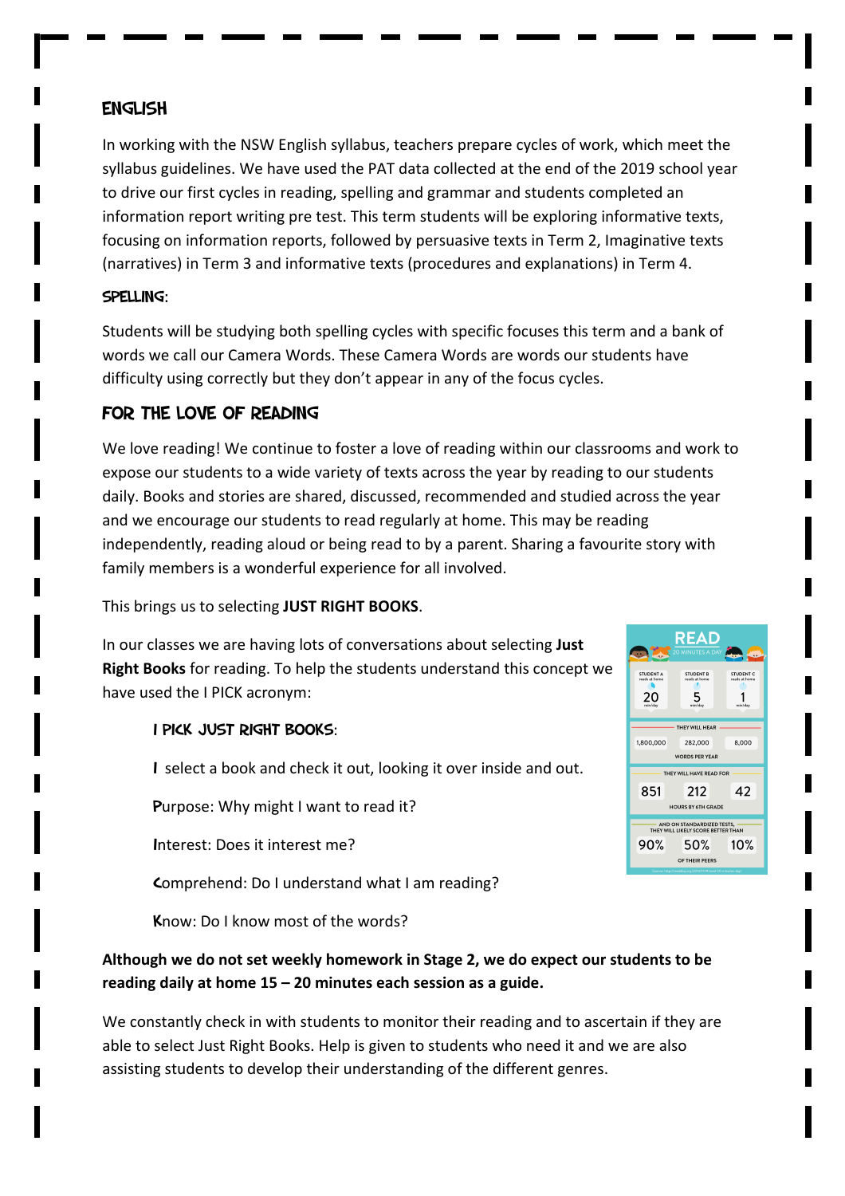## ENGLISH

In working with the NSW English syllabus, teachers prepare cycles of work, which meet the syllabus guidelines. We have used the PAT data collected at the end of the 2019 school year to drive our first cycles in reading, spelling and grammar and students completed an information report writing pre test. This term students will be exploring informative texts, focusing on information reports, followed by persuasive texts in Term 2, Imaginative texts (narratives) in Term 3 and informative texts (procedures and explanations) in Term 4.

### SPELLING:

Students will be studying both spelling cycles with specific focuses this term and a bank of words we call our Camera Words. These Camera Words are words our students have difficulty using correctly but they don't appear in any of the focus cycles.

## FOR THE LOVE OF READING

We love reading! We continue to foster a love of reading within our classrooms and work to expose our students to a wide variety of texts across the year by reading to our students daily. Books and stories are shared, discussed, recommended and studied across the year and we encourage our students to read regularly at home. This may be reading independently, reading aloud or being read to by a parent. Sharing a favourite story with family members is a wonderful experience for all involved.

This brings us to selecting **JUST RIGHT BOOKS**.

In our classes we are having lots of conversations about selecting **Just Right Books** for reading. To help the students understand this concept we have used the I PICK acronym:

### I PICK JUST RIGHT BOOKS:

**I** select a book and check it out, looking it over inside and out.

**P**urpose: Why might I want to read it?

**I**nterest: Does it interest me?

**C**omprehend: Do I understand what I am reading?

**K**now: Do I know most of the words?

**READ 20 MINUTES A DAY**

| | STUDENT A reads at home | STUDENT B reads at home | STUDENT C reads at home |
|---|---|---|---|
| min/day | 20 | 5 | 1 |
| THEY WILL HEAR (WORDS PER YEAR) | 1,800,000 | 282,000 | 8,000 |
| THEY WILL HAVE READ FOR (HOURS BY 6TH GRADE) | 851 | 212 | 42 |
| AND ON STANDARDIZED TESTS, THEY WILL LIKELY SCORE BETTER THAN (OF THEIR PEERS) | 90% | 50% | 10% |

**Although we do not set weekly homework in Stage 2, we do expect our students to be reading daily at home 15 – 20 minutes each session as a guide.**

We constantly check in with students to monitor their reading and to ascertain if they are able to select Just Right Books. Help is given to students who need it and we are also assisting students to develop their understanding of the different genres.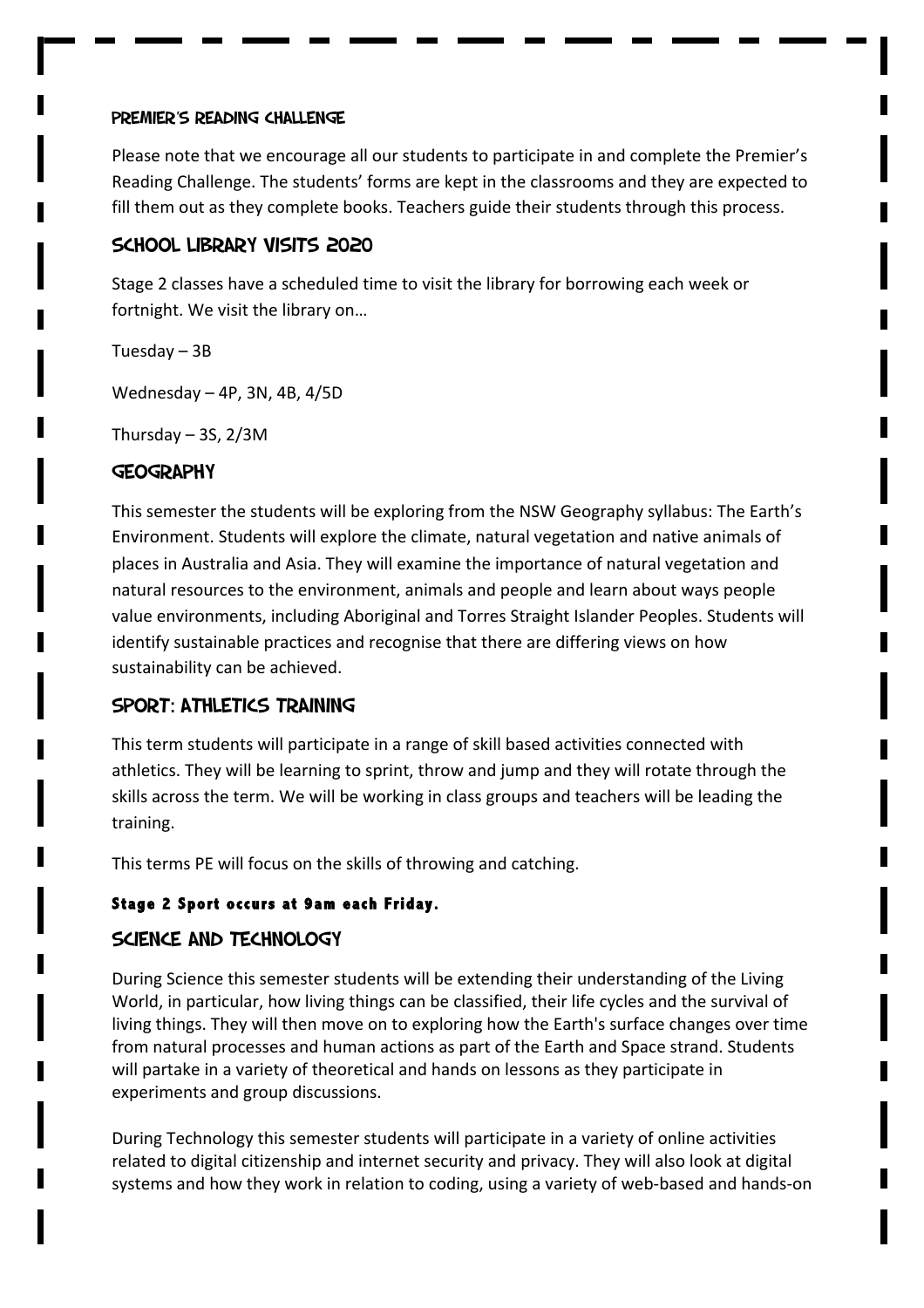### Premier's Reading Challenge

Please note that we encourage all our students to participate in and complete the Premier's Reading Challenge. The students' forms are kept in the classrooms and they are expected to fill them out as they complete books. Teachers guide their students through this process.

## School Library Visits 2020

Stage 2 classes have a scheduled time to visit the library for borrowing each week or fortnight. We visit the library on…

Tuesday – 3B

Wednesday – 4P, 3N, 4B, 4/5D

Thursday – 3S, 2/3M

## Geography

This semester the students will be exploring from the NSW Geography syllabus: The Earth's Environment. Students will explore the climate, natural vegetation and native animals of places in Australia and Asia. They will examine the importance of natural vegetation and natural resources to the environment, animals and people and learn about ways people value environments, including Aboriginal and Torres Straight Islander Peoples. Students will identify sustainable practices and recognise that there are differing views on how sustainability can be achieved.

## Sport: Athletics Training

This term students will participate in a range of skill based activities connected with athletics. They will be learning to sprint, throw and jump and they will rotate through the skills across the term. We will be working in class groups and teachers will be leading the training.

This terms PE will focus on the skills of throwing and catching.

**Stage 2 Sport occurs at 9am each Friday.**

## Science and Technology

During Science this semester students will be extending their understanding of the Living World, in particular, how living things can be classified, their life cycles and the survival of living things. They will then move on to exploring how the Earth's surface changes over time from natural processes and human actions as part of the Earth and Space strand. Students will partake in a variety of theoretical and hands on lessons as they participate in experiments and group discussions.

During Technology this semester students will participate in a variety of online activities related to digital citizenship and internet security and privacy. They will also look at digital systems and how they work in relation to coding, using a variety of web-based and hands-on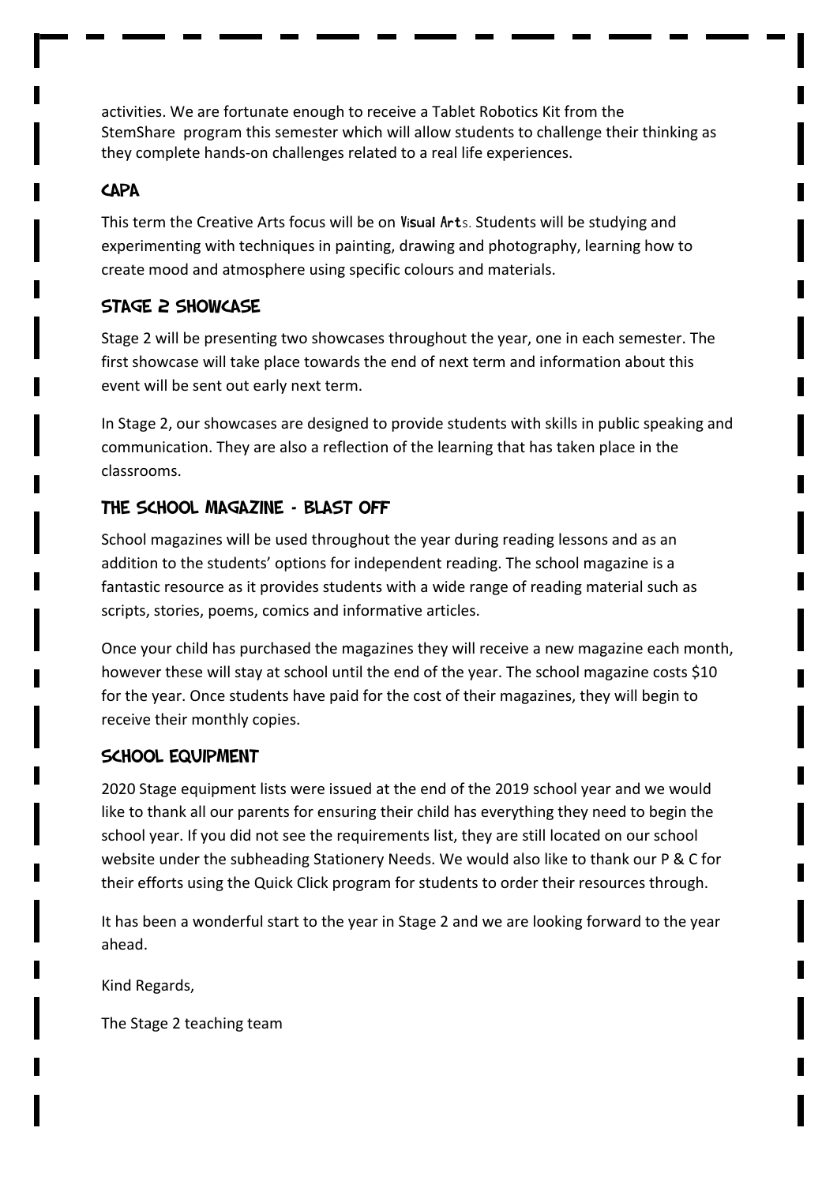activities. We are fortunate enough to receive a Tablet Robotics Kit from the StemShare program this semester which will allow students to challenge their thinking as they complete hands-on challenges related to a real life experiences.

## CAPA

This term the Creative Arts focus will be on Visual Arts. Students will be studying and experimenting with techniques in painting, drawing and photography, learning how to create mood and atmosphere using specific colours and materials.

## STAGE 2 SHOWCASE

Stage 2 will be presenting two showcases throughout the year, one in each semester. The first showcase will take place towards the end of next term and information about this event will be sent out early next term.

In Stage 2, our showcases are designed to provide students with skills in public speaking and communication. They are also a reflection of the learning that has taken place in the classrooms.

## THE SCHOOL MAGAZINE - BLAST OFF

School magazines will be used throughout the year during reading lessons and as an addition to the students' options for independent reading. The school magazine is a fantastic resource as it provides students with a wide range of reading material such as scripts, stories, poems, comics and informative articles.

Once your child has purchased the magazines they will receive a new magazine each month, however these will stay at school until the end of the year. The school magazine costs $10 for the year. Once students have paid for the cost of their magazines, they will begin to receive their monthly copies.

## SCHOOL EQUIPMENT

2020 Stage equipment lists were issued at the end of the 2019 school year and we would like to thank all our parents for ensuring their child has everything they need to begin the school year. If you did not see the requirements list, they are still located on our school website under the subheading Stationery Needs. We would also like to thank our P & C for their efforts using the Quick Click program for students to order their resources through.

It has been a wonderful start to the year in Stage 2 and we are looking forward to the year ahead.

Kind Regards,

The Stage 2 teaching team